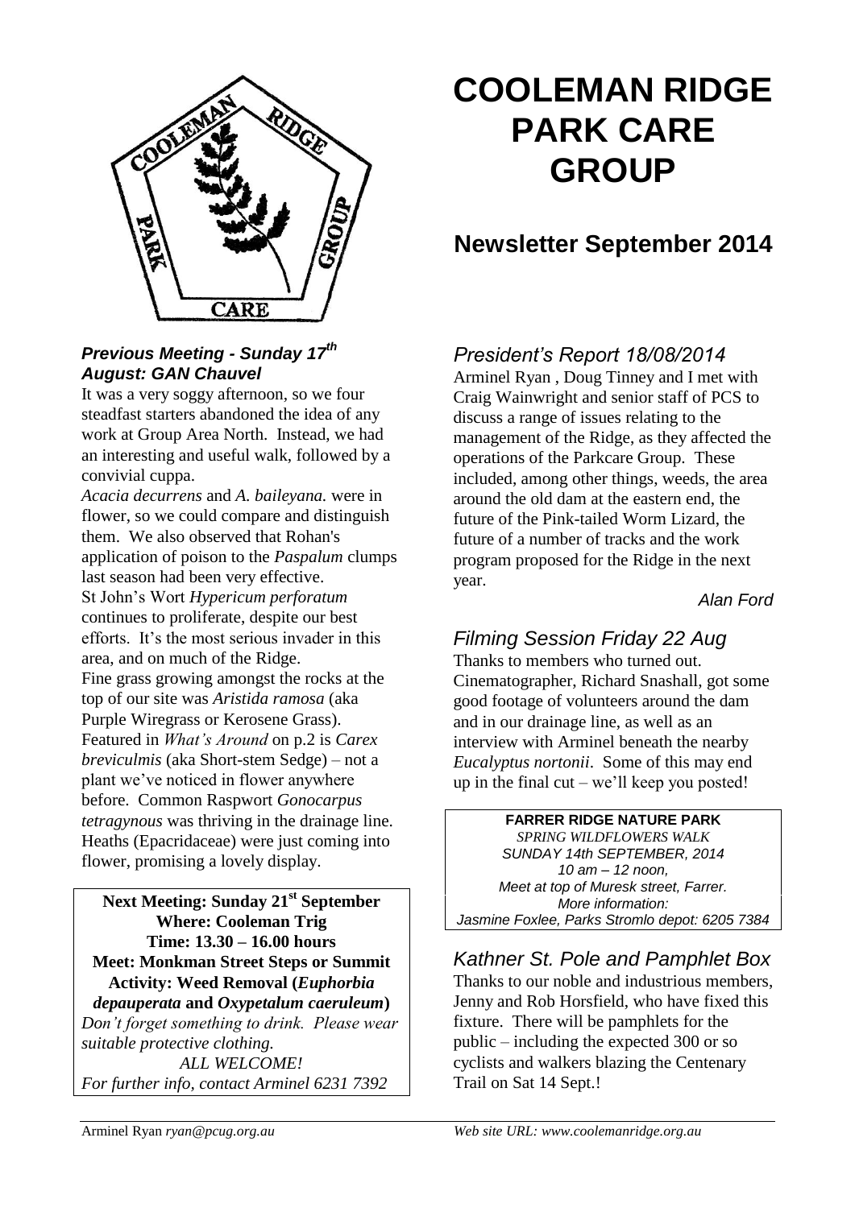# COOLEMAN RIDGE PARK CARE GROUP

## Newsletter September 2014

### *Previous Meeting - Sunday 17th August: GAN Chauvel*

It was a very soggy afternoon, so we four steadfast starters abandoned the idea of any work at Group Area North. Instead, we had an interesting and useful walk, followed by a convivial cuppa.

*Acacia decurrens* and *A. baileyana.* were in flower, so we could compare and distinguish them. We also observed that Rohan's application of poison to the *Paspalum* clumps last season had been very effective.

St John's Wort *Hypericum perforatum* continues to proliferate, despite our best efforts. It's the most serious invader in this area, and on much of the Ridge.

Fine grass growing amongst the rocks at the top of our site was *Aristida ramosa* (aka Purple Wiregrass or Kerosene Grass).

Featured in *What's Around* on p.2 is *Carex breviculmis* (aka Short-stem Sedge) – not a plant we've noticed in flower anywhere before. Common Raspwort *Gonocarpus tetragynous* was thriving in the drainage line. Heaths (Epacridaceae) were just coming into flower, promising a lovely display.

**Next Meeting: Sunday 21st September**
**Where: Cooleman Trig**
**Time: 13.30 – 16.00 hours**
**Meet: Monkman Street Steps or Summit**
**Activity: Weed Removal (*Euphorbia depauperata* and *Oxypetalum caeruleum*)**
*Don't forget something to drink. Please wear suitable protective clothing.*
*ALL WELCOME!*
*For further info, contact Arminel 6231 7392*

## *President's Report 18/08/2014*

Arminel Ryan , Doug Tinney and I met with Craig Wainwright and senior staff of PCS to discuss a range of issues relating to the management of the Ridge, as they affected the operations of the Parkcare Group. These included, among other things, weeds, the area around the old dam at the eastern end, the future of the Pink-tailed Worm Lizard, the future of a number of tracks and the work program proposed for the Ridge in the next year.

*Alan Ford*

## *Filming Session Friday 22 Aug*

Thanks to members who turned out. Cinematographer, Richard Snashall, got some good footage of volunteers around the dam and in our drainage line, as well as an interview with Arminel beneath the nearby *Eucalyptus nortonii*. Some of this may end up in the final cut – we'll keep you posted!

**FARRER RIDGE NATURE PARK**
*SPRING WILDFLOWERS WALK*
*SUNDAY 14th SEPTEMBER, 2014*
*10 am – 12 noon,*
*Meet at top of Muresk street, Farrer.*
*More information:*
*Jasmine Foxlee, Parks Stromlo depot: 6205 7384*

## *Kathner St. Pole and Pamphlet Box*

Thanks to our noble and industrious members, Jenny and Rob Horsfield, who have fixed this fixture. There will be pamphlets for the public – including the expected 300 or so cyclists and walkers blazing the Centenary Trail on Sat 14 Sept.!

Arminel Ryan *ryan@pcug.org.au* *Web site URL: www.coolemanridge.org.au*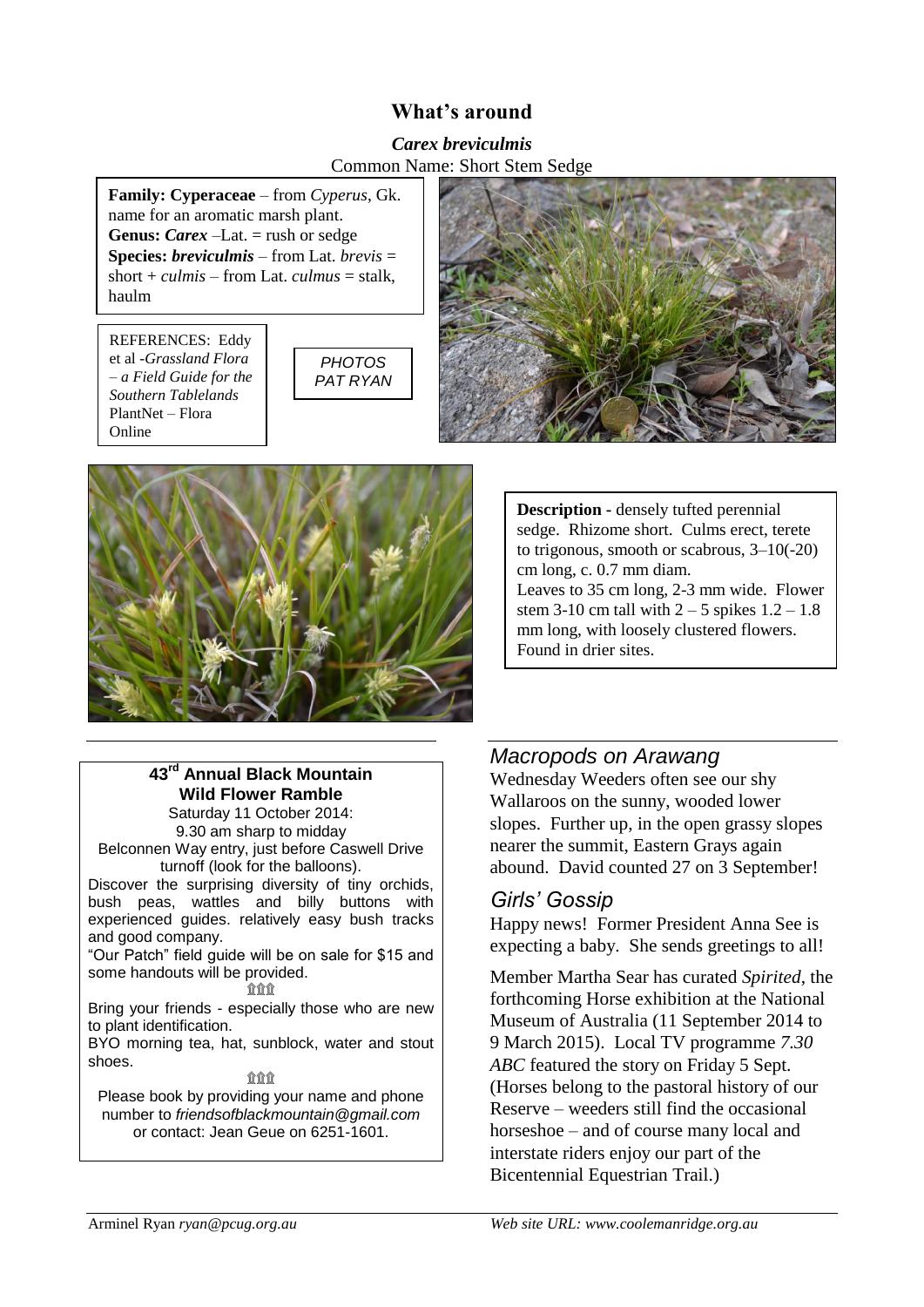# What's around

### *Carex breviculmis*

Common Name: Short Stem Sedge

**Family: Cyperaceae** – from *Cyperus*, Gk. name for an aromatic marsh plant.
**Genus:** ***Carex*** –Lat. = rush or sedge
**Species:** ***breviculmis*** – from Lat. *brevis* = short + *culmis* – from Lat. *culmus* = stalk, haulm

REFERENCES: Eddy et al -*Grassland Flora – a Field Guide for the Southern Tablelands*
PlantNet – Flora Online

*PHOTOS PAT RYAN*

**Description** - densely tufted perennial sedge. Rhizome short. Culms erect, terete to trigonous, smooth or scabrous, 3–10(-20) cm long, c. 0.7 mm diam.
Leaves to 35 cm long, 2-3 mm wide. Flower stem 3-10 cm tall with 2 – 5 spikes 1.2 – 1.8 mm long, with loosely clustered flowers. Found in drier sites.

---

### 43rd Annual Black Mountain Wild Flower Ramble

Saturday 11 October 2014:
9.30 am sharp to midday
Belconnen Way entry, just before Caswell Drive turnoff (look for the balloons).

Discover the surprising diversity of tiny orchids, bush peas, wattles and billy buttons with experienced guides. relatively easy bush tracks and good company.

"Our Patch" field guide will be on sale for $15 and some handouts will be provided.

Bring your friends - especially those who are new to plant identification.

BYO morning tea, hat, sunblock, water and stout shoes.

Please book by providing your name and phone number to *friendsofblackmountain@gmail.com* or contact: Jean Geue on 6251-1601.

---

## *Macropods on Arawang*

Wednesday Weeders often see our shy Wallaroos on the sunny, wooded lower slopes. Further up, in the open grassy slopes nearer the summit, Eastern Grays again abound. David counted 27 on 3 September!

## *Girls' Gossip*

Happy news! Former President Anna See is expecting a baby. She sends greetings to all!

Member Martha Sear has curated *Spirited*, the forthcoming Horse exhibition at the National Museum of Australia (11 September 2014 to 9 March 2015). Local TV programme *7.30 ABC* featured the story on Friday 5 Sept. (Horses belong to the pastoral history of our Reserve – weeders still find the occasional horseshoe – and of course many local and interstate riders enjoy our part of the Bicentennial Equestrian Trail.)

Arminel Ryan *ryan@pcug.org.au*

*Web site URL: www.coolemanridge.org.au*